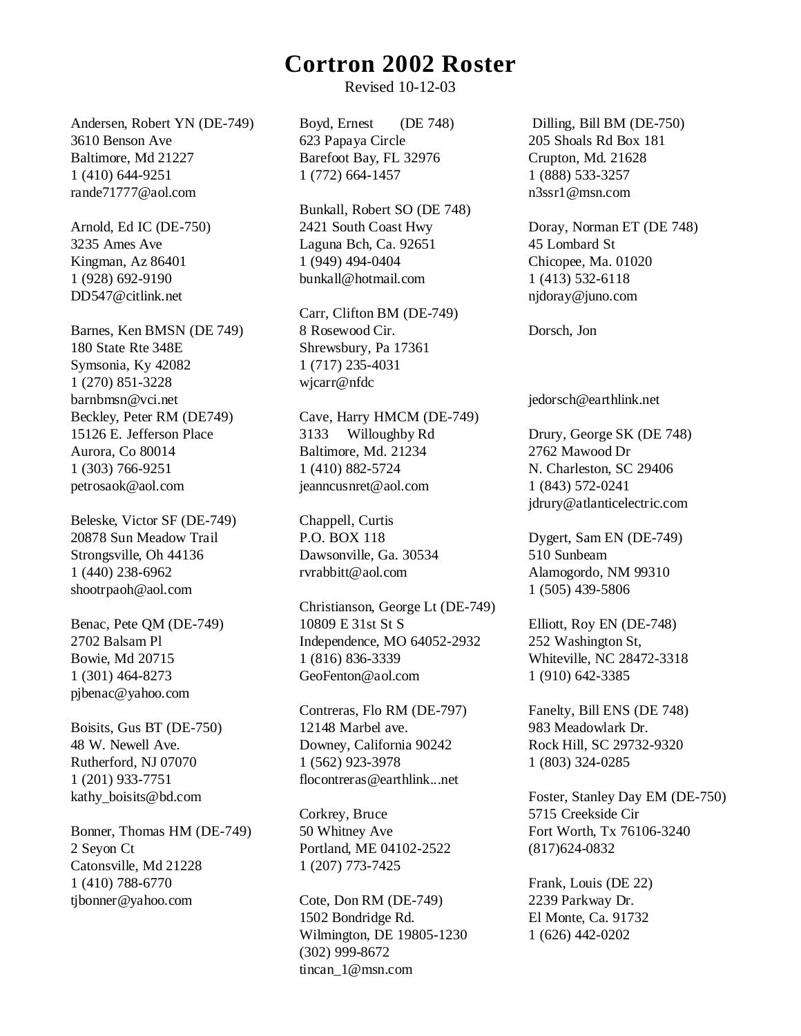# Cortron 2002 Roster

Revised 10-12-03

Andersen, Robert YN (DE-749)
3610 Benson Ave
Baltimore, Md 21227
1 (410) 644-9251
rande71777@aol.com

Arnold, Ed IC (DE-750)
3235 Ames Ave
Kingman, Az 86401
1 (928) 692-9190
DD547@citlink.net

Barnes, Ken BMSN (DE 749)
180 State Rte 348E
Symsonia, Ky 42082
1 (270) 851-3228
barnbmsn@vci.net

Beckley, Peter RM (DE749)
15126 E. Jefferson Place
Aurora, Co 80014
1 (303) 766-9251
petrosaok@aol.com

Beleske, Victor SF (DE-749)
20878 Sun Meadow Trail
Strongsville, Oh 44136
1 (440) 238-6962
shootrpaoh@aol.com

Benac, Pete QM (DE-749)
2702 Balsam Pl
Bowie, Md 20715
1 (301) 464-8273
pjbenac@yahoo.com

Boisits, Gus BT (DE-750)
48 W. Newell Ave.
Rutherford, NJ 07070
1 (201) 933-7751
kathy_boisits@bd.com

Bonner, Thomas HM (DE-749)
2 Seyon Ct
Catonsville, Md 21228
1 (410) 788-6770
tjbonner@yahoo.com

Boyd, Ernest (DE 748)
623 Papaya Circle
Barefoot Bay, FL 32976
1 (772) 664-1457

Bunkall, Robert SO (DE 748)
2421 South Coast Hwy
Laguna Bch, Ca. 92651
1 (949) 494-0404
bunkall@hotmail.com

Carr, Clifton BM (DE-749)
8 Rosewood Cir.
Shrewsbury, Pa 17361
1 (717) 235-4031
wjcarr@nfdc

Cave, Harry HMCM (DE-749)
3133 Willoughby Rd
Baltimore, Md. 21234
1 (410) 882-5724
jeanncusnret@aol.com

Chappell, Curtis
P.O. BOX 118
Dawsonville, Ga. 30534
rvrabbitt@aol.com

Christianson, George Lt (DE-749)
10809 E 31st St S
Independence, MO 64052-2932
1 (816) 836-3339
GeoFenton@aol.com

Contreras, Flo RM (DE-797)
12148 Marbel ave.
Downey, California 90242
1 (562) 923-3978
flocontreras@earthlink...net

Corkrey, Bruce
50 Whitney Ave
Portland, ME 04102-2522
1 (207) 773-7425

Cote, Don RM (DE-749)
1502 Bondridge Rd.
Wilmington, DE 19805-1230
(302) 999-8672
tincan_1@msn.com

Dilling, Bill BM (DE-750)
205 Shoals Rd Box 181
Crupton, Md. 21628
1 (888) 533-3257
n3ssr1@msn.com

Doray, Norman ET (DE 748)
45 Lombard St
Chicopee, Ma. 01020
1 (413) 532-6118
njdoray@juno.com

Dorsch, Jon
jedorsch@earthlink.net

Drury, George SK (DE 748)
2762 Mawood Dr
N. Charleston, SC 29406
1 (843) 572-0241
jdrury@atlanticelectric.com

Dygert, Sam EN (DE-749)
510 Sunbeam
Alamogordo, NM 99310
1 (505) 439-5806

Elliott, Roy EN (DE-748)
252 Washington St,
Whiteville, NC 28472-3318
1 (910) 642-3385

Fanelty, Bill ENS (DE 748)
983 Meadowlark Dr.
Rock Hill, SC 29732-9320
1 (803) 324-0285

Foster, Stanley Day EM (DE-750)
5715 Creekside Cir
Fort Worth, Tx 76106-3240
(817)624-0832

Frank, Louis (DE 22)
2239 Parkway Dr.
El Monte, Ca. 91732
1 (626) 442-0202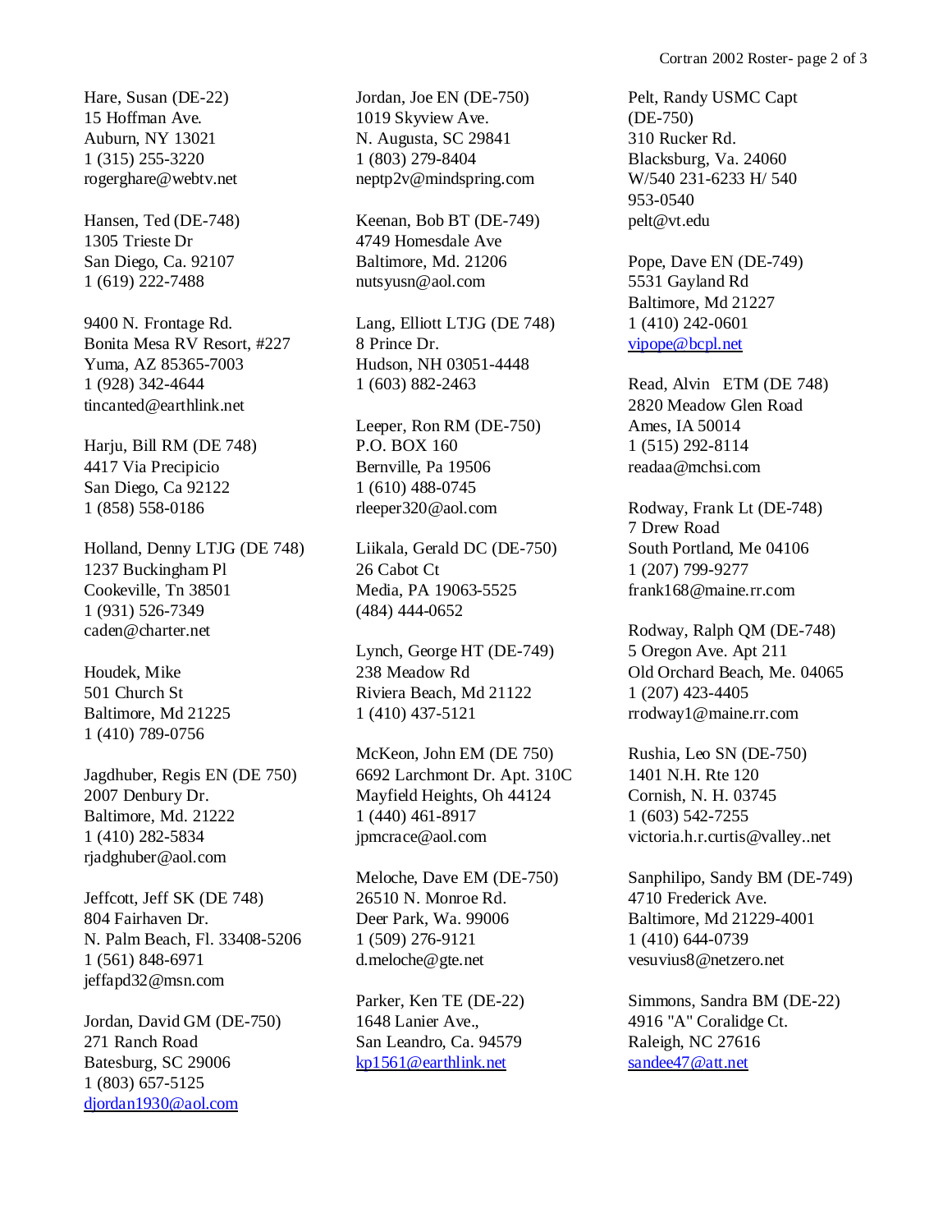Hare, Susan (DE-22)
15 Hoffman Ave.
Auburn, NY 13021
1 (315) 255-3220
rogerghare@webtv.net

Hansen, Ted (DE-748)
1305 Trieste Dr
San Diego, Ca. 92107
1 (619) 222-7488

9400 N. Frontage Rd.
Bonita Mesa RV Resort, #227
Yuma, AZ 85365-7003
1 (928) 342-4644
tincanted@earthlink.net

Harju, Bill RM (DE 748)
4417 Via Precipicio
San Diego, Ca 92122
1 (858) 558-0186

Holland, Denny LTJG (DE 748)
1237 Buckingham Pl
Cookeville, Tn 38501
1 (931) 526-7349
caden@charter.net

Houdek, Mike
501 Church St
Baltimore, Md 21225
1 (410) 789-0756

Jagdhuber, Regis EN (DE 750)
2007 Denbury Dr.
Baltimore, Md. 21222
1 (410) 282-5834
rjadghuber@aol.com

Jeffcott, Jeff SK (DE 748)
804 Fairhaven Dr.
N. Palm Beach, Fl. 33408-5206
1 (561) 848-6971
jeffapd32@msn.com

Jordan, David GM (DE-750)
271 Ranch Road
Batesburg, SC 29006
1 (803) 657-5125
djordan1930@aol.com

Jordan, Joe EN (DE-750)
1019 Skyview Ave.
N. Augusta, SC 29841
1 (803) 279-8404
neptp2v@mindspring.com

Keenan, Bob BT (DE-749)
4749 Homesdale Ave
Baltimore, Md. 21206
nutsyusn@aol.com

Lang, Elliott LTJG (DE 748)
8 Prince Dr.
Hudson, NH 03051-4448
1 (603) 882-2463

Leeper, Ron RM (DE-750)
P.O. BOX 160
Bernville, Pa 19506
1 (610) 488-0745
rleeper320@aol.com

Liikala, Gerald DC (DE-750)
26 Cabot Ct
Media, PA 19063-5525
(484) 444-0652

Lynch, George HT (DE-749)
238 Meadow Rd
Riviera Beach, Md 21122
1 (410) 437-5121

McKeon, John EM (DE 750)
6692 Larchmont Dr. Apt. 310C
Mayfield Heights, Oh 44124
1 (440) 461-8917
jpmcrace@aol.com

Meloche, Dave EM (DE-750)
26510 N. Monroe Rd.
Deer Park, Wa. 99006
1 (509) 276-9121
d.meloche@gte.net

Parker, Ken TE (DE-22)
1648 Lanier Ave.,
San Leandro, Ca. 94579
kp1561@earthlink.net

Pelt, Randy USMC Capt
(DE-750)
310 Rucker Rd.
Blacksburg, Va. 24060
W/540 231-6233 H/ 540
953-0540
pelt@vt.edu

Pope, Dave EN (DE-749)
5531 Gayland Rd
Baltimore, Md 21227
1 (410) 242-0601
vipope@bcpl.net

Read, Alvin ETM (DE 748)
2820 Meadow Glen Road
Ames, IA 50014
1 (515) 292-8114
readaa@mchsi.com

Rodway, Frank Lt (DE-748)
7 Drew Road
South Portland, Me 04106
1 (207) 799-9277
frank168@maine.rr.com

Rodway, Ralph QM (DE-748)
5 Oregon Ave. Apt 211
Old Orchard Beach, Me. 04065
1 (207) 423-4405
rrodway1@maine.rr.com

Rushia, Leo SN (DE-750)
1401 N.H. Rte 120
Cornish, N. H. 03745
1 (603) 542-7255
victoria.h.r.curtis@valley..net

Sanphilipo, Sandy BM (DE-749)
4710 Frederick Ave.
Baltimore, Md 21229-4001
1 (410) 644-0739
vesuvius8@netzero.net

Simmons, Sandra BM (DE-22)
4916 "A" Coralidge Ct.
Raleigh, NC 27616
sandee47@att.net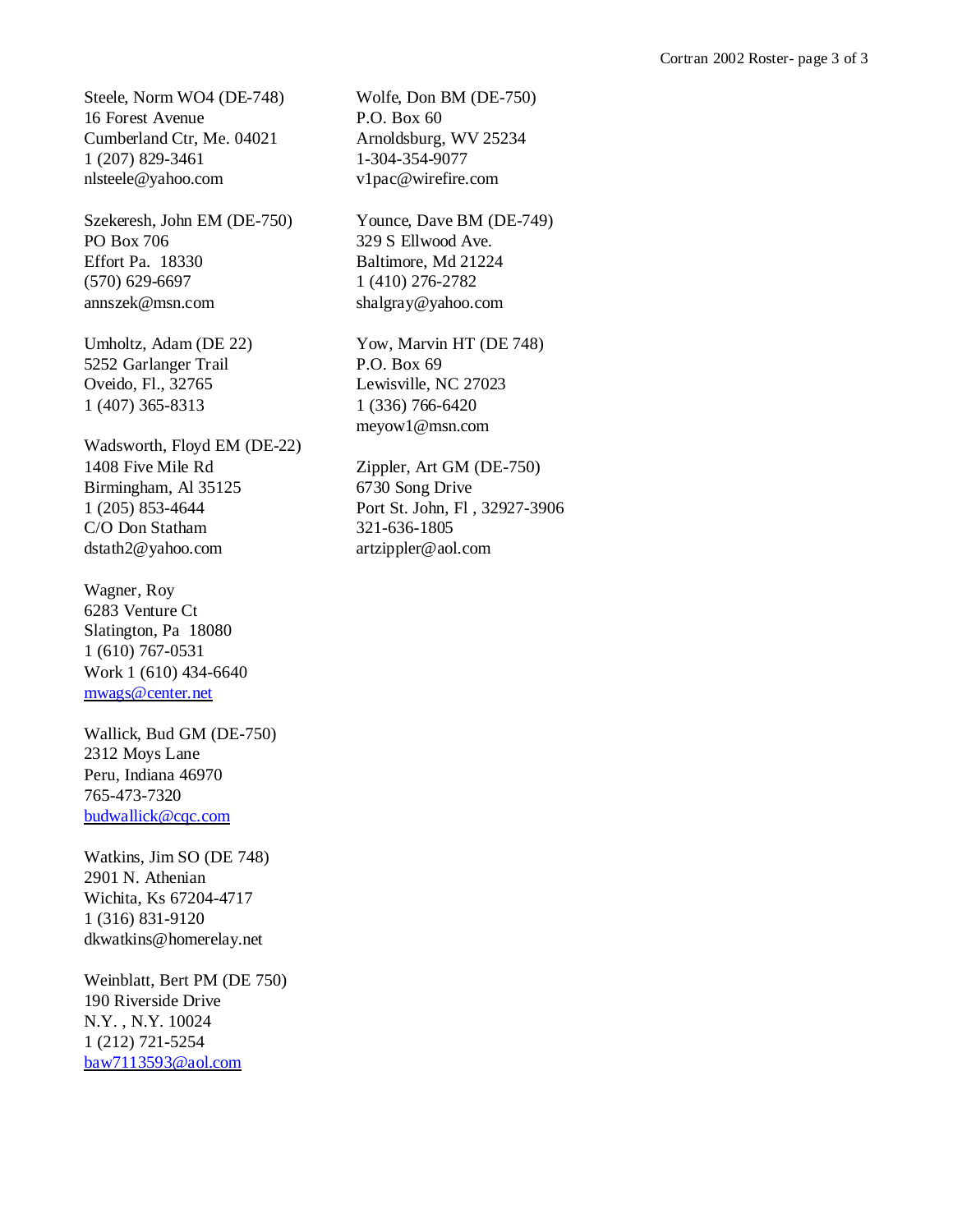Steele, Norm WO4 (DE-748)
16 Forest Avenue
Cumberland Ctr, Me. 04021
1 (207) 829-3461
nlsteele@yahoo.com

Szekeresh, John EM (DE-750)
PO Box 706
Effort Pa. 18330
(570) 629-6697
annszek@msn.com

Umholtz, Adam (DE 22)
5252 Garlanger Trail
Oveido, Fl., 32765
1 (407) 365-8313

Wadsworth, Floyd EM (DE-22)
1408 Five Mile Rd
Birmingham, Al 35125
1 (205) 853-4644
C/O Don Statham
dstath2@yahoo.com

Wagner, Roy
6283 Venture Ct
Slatington, Pa 18080
1 (610) 767-0531
Work 1 (610) 434-6640
mwags@center.net

Wallick, Bud GM (DE-750)
2312 Moys Lane
Peru, Indiana 46970
765-473-7320
budwallick@cqc.com

Watkins, Jim SO (DE 748)
2901 N. Athenian
Wichita, Ks 67204-4717
1 (316) 831-9120
dkwatkins@homerelay.net

Weinblatt, Bert PM (DE 750)
190 Riverside Drive
N.Y. , N.Y. 10024
1 (212) 721-5254
baw7113593@aol.com

Wolfe, Don BM (DE-750)
P.O. Box 60
Arnoldsburg, WV 25234
1-304-354-9077
v1pac@wirefire.com

Younce, Dave BM (DE-749)
329 S Ellwood Ave.
Baltimore, Md 21224
1 (410) 276-2782
shalgray@yahoo.com

Yow, Marvin HT (DE 748)
P.O. Box 69
Lewisville, NC 27023
1 (336) 766-6420
meyow1@msn.com

Zippler, Art GM (DE-750)
6730 Song Drive
Port St. John, Fl , 32927-3906
321-636-1805
artzippler@aol.com